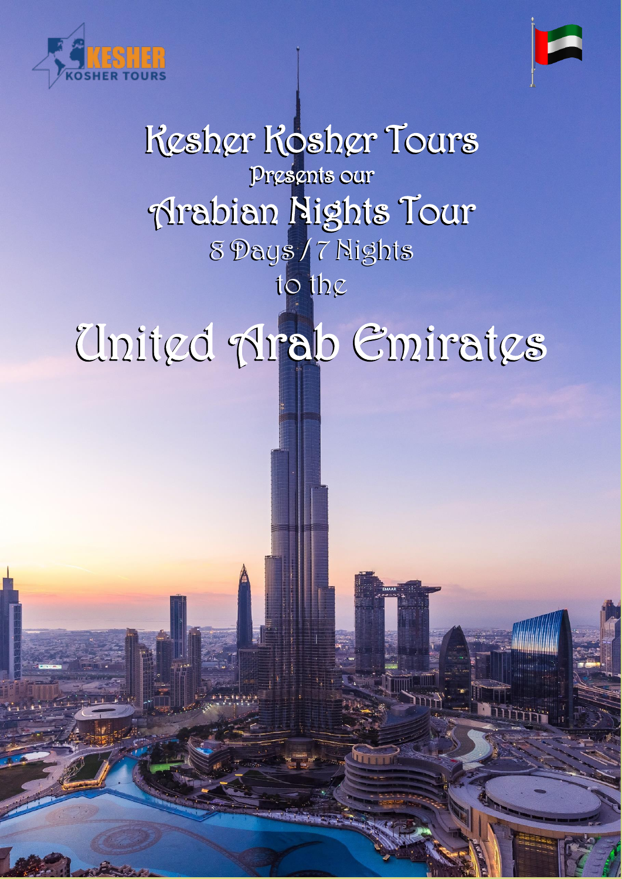# Kesher Kosher Tours

Presents our

## Arabian Nights Tour

8 Days / 7 Nights

to the

# United Arab Emirates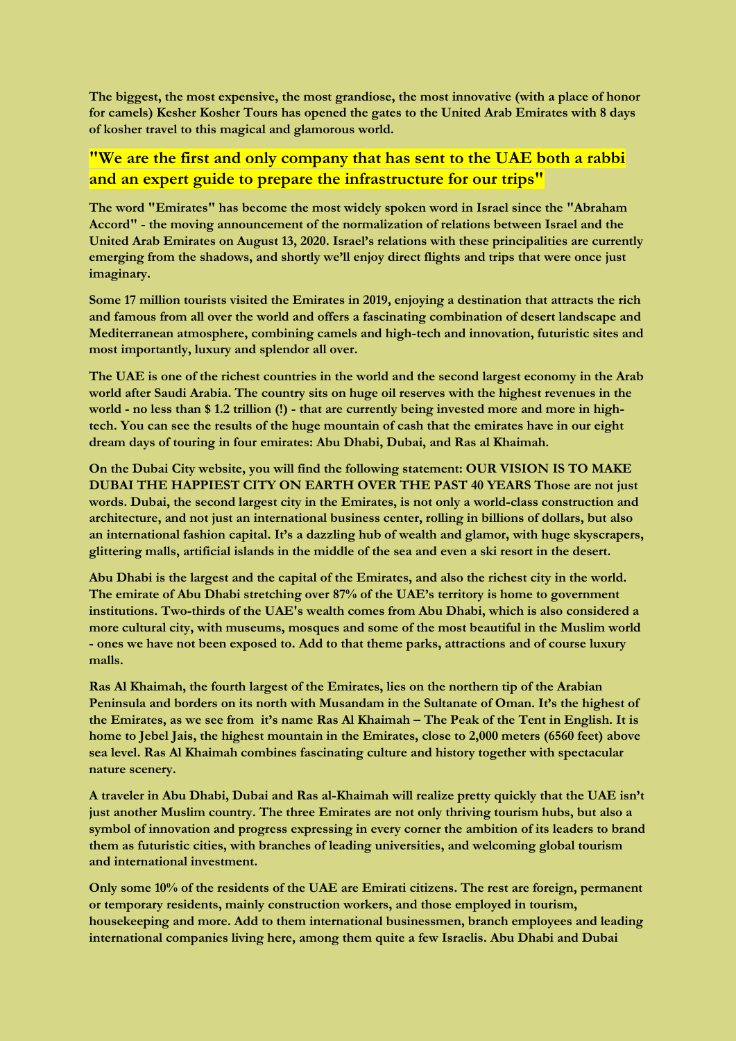**The biggest, the most expensive, the most grandiose, the most innovative (with a place of honor for camels) Kesher Kosher Tours has opened the gates to the United Arab Emirates with 8 days of kosher travel to this magical and glamorous world.**

## "We are the first and only company that has sent to the UAE both a rabbi and an expert guide to prepare the infrastructure for our trips"

**The word "Emirates" has become the most widely spoken word in Israel since the "Abraham Accord" - the moving announcement of the normalization of relations between Israel and the United Arab Emirates on August 13, 2020. Israel's relations with these principalities are currently emerging from the shadows, and shortly we'll enjoy direct flights and trips that were once just imaginary.**

**Some 17 million tourists visited the Emirates in 2019, enjoying a destination that attracts the rich and famous from all over the world and offers a fascinating combination of desert landscape and Mediterranean atmosphere, combining camels and high-tech and innovation, futuristic sites and most importantly, luxury and splendor all over.**

**The UAE is one of the richest countries in the world and the second largest economy in the Arab world after Saudi Arabia. The country sits on huge oil reserves with the highest revenues in the world - no less than $ 1.2 trillion (!) - that are currently being invested more and more in high-tech. You can see the results of the huge mountain of cash that the emirates have in our eight dream days of touring in four emirates: Abu Dhabi, Dubai, and Ras al Khaimah.**

**On the Dubai City website, you will find the following statement: OUR VISION IS TO MAKE DUBAI THE HAPPIEST CITY ON EARTH OVER THE PAST 40 YEARS Those are not just words. Dubai, the second largest city in the Emirates, is not only a world-class construction and architecture, and not just an international business center, rolling in billions of dollars, but also an international fashion capital. It's a dazzling hub of wealth and glamor, with huge skyscrapers, glittering malls, artificial islands in the middle of the sea and even a ski resort in the desert.**

**Abu Dhabi is the largest and the capital of the Emirates, and also the richest city in the world. The emirate of Abu Dhabi stretching over 87% of the UAE's territory is home to government institutions. Two-thirds of the UAE's wealth comes from Abu Dhabi, which is also considered a more cultural city, with museums, mosques and some of the most beautiful in the Muslim world - ones we have not been exposed to. Add to that theme parks, attractions and of course luxury malls.**

**Ras Al Khaimah, the fourth largest of the Emirates, lies on the northern tip of the Arabian Peninsula and borders on its north with Musandam in the Sultanate of Oman. It's the highest of the Emirates, as we see from it's name Ras Al Khaimah – The Peak of the Tent in English. It is home to Jebel Jais, the highest mountain in the Emirates, close to 2,000 meters (6560 feet) above sea level. Ras Al Khaimah combines fascinating culture and history together with spectacular nature scenery.**

**A traveler in Abu Dhabi, Dubai and Ras al-Khaimah will realize pretty quickly that the UAE isn't just another Muslim country. The three Emirates are not only thriving tourism hubs, but also a symbol of innovation and progress expressing in every corner the ambition of its leaders to brand them as futuristic cities, with branches of leading universities, and welcoming global tourism and international investment.**

**Only some 10% of the residents of the UAE are Emirati citizens. The rest are foreign, permanent or temporary residents, mainly construction workers, and those employed in tourism, housekeeping and more. Add to them international businessmen, branch employees and leading international companies living here, among them quite a few Israelis. Abu Dhabi and Dubai**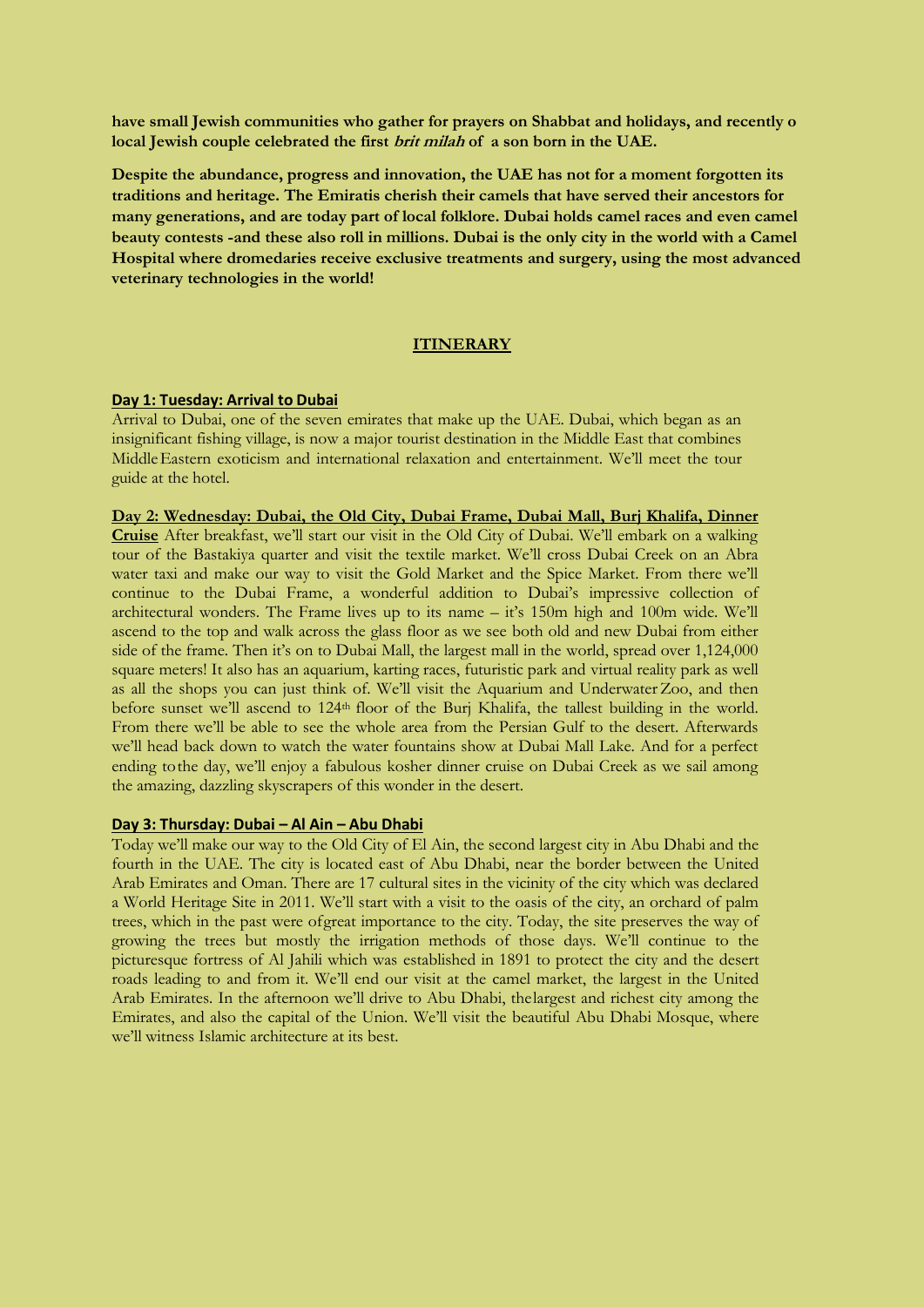**have small Jewish communities who gather for prayers on Shabbat and holidays, and recently o local Jewish couple celebrated the first *brit milah* of a son born in the UAE.**

**Despite the abundance, progress and innovation, the UAE has not for a moment forgotten its traditions and heritage. The Emiratis cherish their camels that have served their ancestors for many generations, and are today part of local folklore. Dubai holds camel races and even camel beauty contests -and these also roll in millions. Dubai is the only city in the world with a Camel Hospital where dromedaries receive exclusive treatments and surgery, using the most advanced veterinary technologies in the world!**

## ITINERARY

### Day 1: Tuesday: Arrival to Dubai

Arrival to Dubai, one of the seven emirates that make up the UAE. Dubai, which began as an insignificant fishing village, is now a major tourist destination in the Middle East that combines Middle Eastern exoticism and international relaxation and entertainment. We'll meet the tour guide at the hotel.

**Day 2: Wednesday: Dubai, the Old City, Dubai Frame, Dubai Mall, Burj Khalifa, Dinner Cruise** After breakfast, we'll start our visit in the Old City of Dubai. We'll embark on a walking tour of the Bastakiya quarter and visit the textile market. We'll cross Dubai Creek on an Abra water taxi and make our way to visit the Gold Market and the Spice Market. From there we'll continue to the Dubai Frame, a wonderful addition to Dubai's impressive collection of architectural wonders. The Frame lives up to its name – it's 150m high and 100m wide. We'll ascend to the top and walk across the glass floor as we see both old and new Dubai from either side of the frame. Then it's on to Dubai Mall, the largest mall in the world, spread over 1,124,000 square meters! It also has an aquarium, karting races, futuristic park and virtual reality park as well as all the shops you can just think of. We'll visit the Aquarium and Underwater Zoo, and then before sunset we'll ascend to 124th floor of the Burj Khalifa, the tallest building in the world. From there we'll be able to see the whole area from the Persian Gulf to the desert. Afterwards we'll head back down to watch the water fountains show at Dubai Mall Lake. And for a perfect ending to the day, we'll enjoy a fabulous kosher dinner cruise on Dubai Creek as we sail among the amazing, dazzling skyscrapers of this wonder in the desert.

### Day 3: Thursday: Dubai – Al Ain – Abu Dhabi

Today we'll make our way to the Old City of El Ain, the second largest city in Abu Dhabi and the fourth in the UAE. The city is located east of Abu Dhabi, near the border between the United Arab Emirates and Oman. There are 17 cultural sites in the vicinity of the city which was declared a World Heritage Site in 2011. We'll start with a visit to the oasis of the city, an orchard of palm trees, which in the past were of great importance to the city. Today, the site preserves the way of growing the trees but mostly the irrigation methods of those days. We'll continue to the picturesque fortress of Al Jahili which was established in 1891 to protect the city and the desert roads leading to and from it. We'll end our visit at the camel market, the largest in the United Arab Emirates. In the afternoon we'll drive to Abu Dhabi, the largest and richest city among the Emirates, and also the capital of the Union. We'll visit the beautiful Abu Dhabi Mosque, where we'll witness Islamic architecture at its best.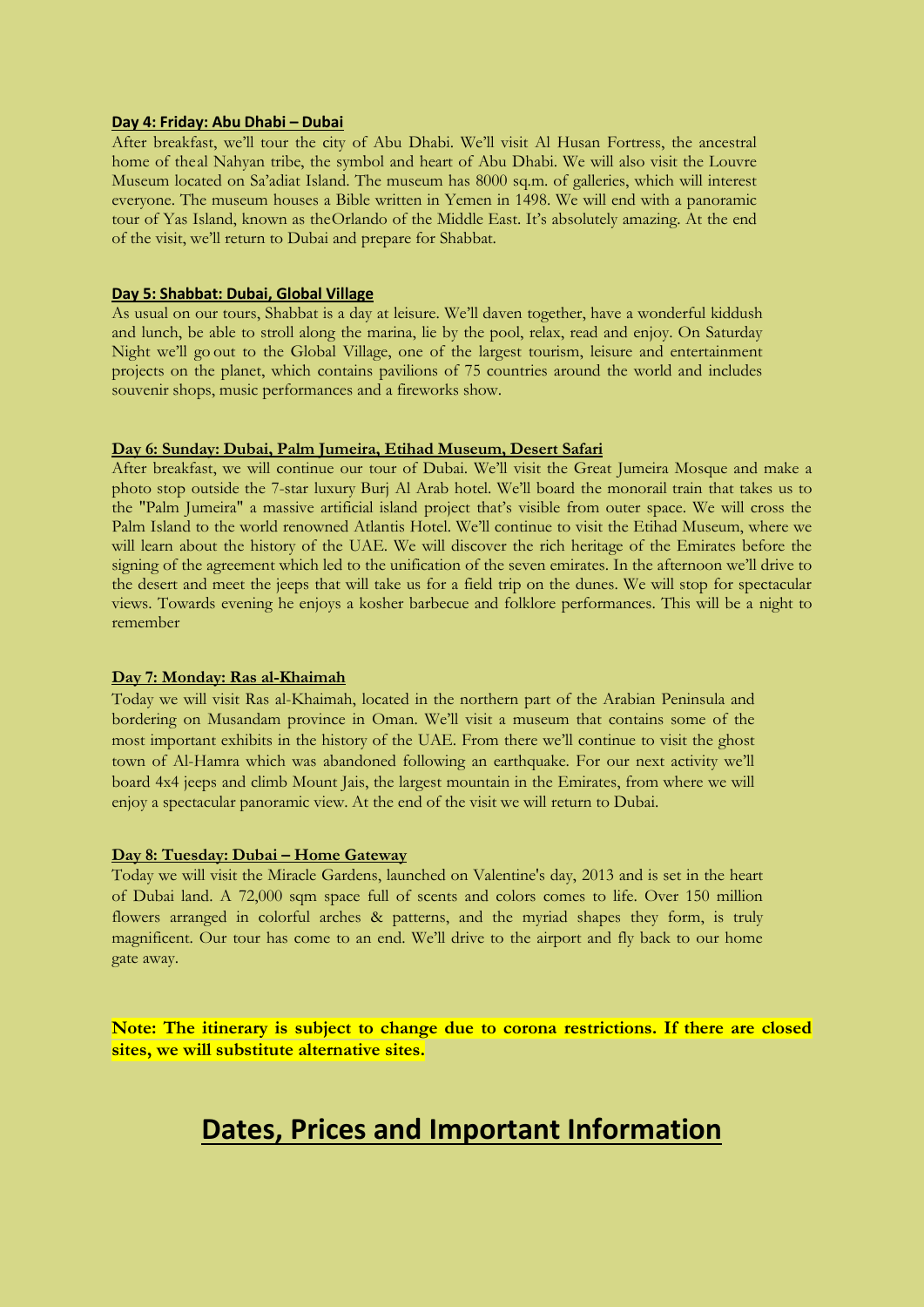**Day 4: Friday: Abu Dhabi – Dubai**

After breakfast, we'll tour the city of Abu Dhabi. We'll visit Al Husan Fortress, the ancestral home of theal Nahyan tribe, the symbol and heart of Abu Dhabi. We will also visit the Louvre Museum located on Sa'adiat Island. The museum has 8000 sq.m. of galleries, which will interest everyone. The museum houses a Bible written in Yemen in 1498. We will end with a panoramic tour of Yas Island, known as theOrlando of the Middle East. It's absolutely amazing. At the end of the visit, we'll return to Dubai and prepare for Shabbat.

**Day 5: Shabbat: Dubai, Global Village**

As usual on our tours, Shabbat is a day at leisure. We'll daven together, have a wonderful kiddush and lunch, be able to stroll along the marina, lie by the pool, relax, read and enjoy. On Saturday Night we'll go out to the Global Village, one of the largest tourism, leisure and entertainment projects on the planet, which contains pavilions of 75 countries around the world and includes souvenir shops, music performances and a fireworks show.

**Day 6: Sunday: Dubai, Palm Jumeira, Etihad Museum, Desert Safari**

After breakfast, we will continue our tour of Dubai. We'll visit the Great Jumeira Mosque and make a photo stop outside the 7-star luxury Burj Al Arab hotel. We'll board the monorail train that takes us to the "Palm Jumeira" a massive artificial island project that's visible from outer space. We will cross the Palm Island to the world renowned Atlantis Hotel. We'll continue to visit the Etihad Museum, where we will learn about the history of the UAE. We will discover the rich heritage of the Emirates before the signing of the agreement which led to the unification of the seven emirates. In the afternoon we'll drive to the desert and meet the jeeps that will take us for a field trip on the dunes. We will stop for spectacular views. Towards evening he enjoys a kosher barbecue and folklore performances. This will be a night to remember

**Day 7: Monday: Ras al-Khaimah**

Today we will visit Ras al-Khaimah, located in the northern part of the Arabian Peninsula and bordering on Musandam province in Oman. We'll visit a museum that contains some of the most important exhibits in the history of the UAE. From there we'll continue to visit the ghost town of Al-Hamra which was abandoned following an earthquake. For our next activity we'll board 4x4 jeeps and climb Mount Jais, the largest mountain in the Emirates, from where we will enjoy a spectacular panoramic view. At the end of the visit we will return to Dubai.

**Day 8: Tuesday: Dubai – Home Gateway**

Today we will visit the Miracle Gardens, launched on Valentine's day, 2013 and is set in the heart of Dubai land. A 72,000 sqm space full of scents and colors comes to life. Over 150 million flowers arranged in colorful arches & patterns, and the myriad shapes they form, is truly magnificent. Our tour has come to an end. We'll drive to the airport and fly back to our home gate away.

**Note: The itinerary is subject to change due to corona restrictions. If there are closed sites, we will substitute alternative sites.**

# Dates, Prices and Important Information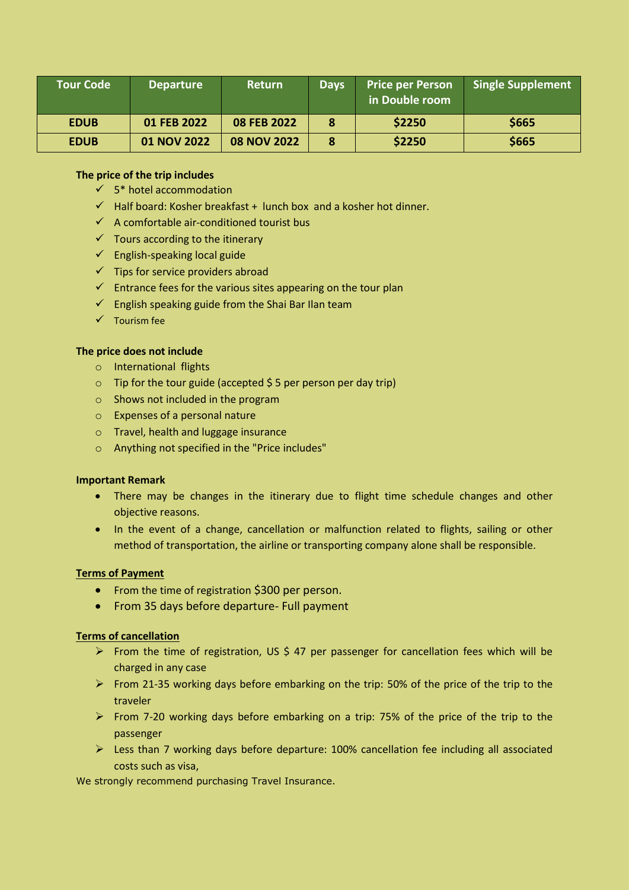| Tour Code | Departure | Return | Days | Price per Person in Double room | Single Supplement |
|---|---|---|---|---|---|
| **EDUB** | **01 FEB 2022** | **08 FEB 2022** | **8** | **$2250** | **$665** |
| **EDUB** | **01 NOV 2022** | **08 NOV 2022** | **8** | **$2250** | **$665** |

**The price of the trip includes**

- ✓ 5* hotel accommodation
- ✓ Half board: Kosher breakfast + lunch box and a kosher hot dinner.
- ✓ A comfortable air-conditioned tourist bus
- ✓ Tours according to the itinerary
- ✓ English-speaking local guide
- ✓ Tips for service providers abroad
- ✓ Entrance fees for the various sites appearing on the tour plan
- ✓ English speaking guide from the Shai Bar Ilan team
- ✓ Tourism fee

**The price does not include**

- International flights
- Tip for the tour guide (accepted $ 5 per person per day trip)
- Shows not included in the program
- Expenses of a personal nature
- Travel, health and luggage insurance
- Anything not specified in the "Price includes"

**Important Remark**

- There may be changes in the itinerary due to flight time schedule changes and other objective reasons.
- In the event of a change, cancellation or malfunction related to flights, sailing or other method of transportation, the airline or transporting company alone shall be responsible.

**Terms of Payment**

- From the time of registration $300 per person.
- From 35 days before departure- Full payment

**Terms of cancellation**

- From the time of registration, US $ 47 per passenger for cancellation fees which will be charged in any case
- From 21-35 working days before embarking on the trip: 50% of the price of the trip to the traveler
- From 7-20 working days before embarking on a trip: 75% of the price of the trip to the passenger
- Less than 7 working days before departure: 100% cancellation fee including all associated costs such as visa,

We strongly recommend purchasing Travel Insurance.